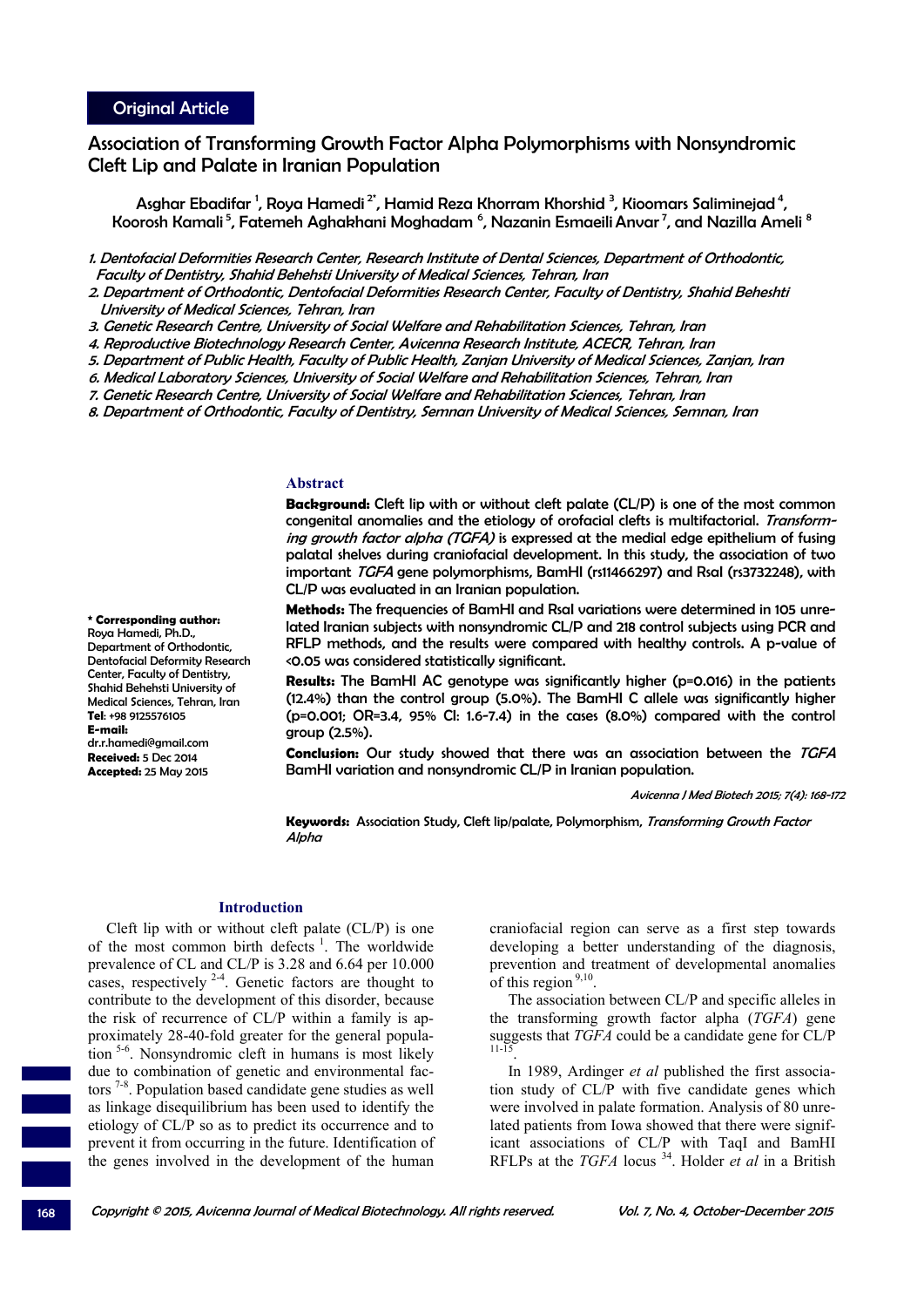Original Article

# Association of Transforming Growth Factor Alpha Polymorphisms with Nonsyndromic Cleft Lip and Palate in Iranian Population

Asghar Ebadifar [1], Roya Hamedi [2*], Hamid Reza Khorram Khorshid [3], Kioomars Saliminejad [4], Koorosh Kamali [5], Fatemeh Aghakhani Moghadam [6], Nazanin Esmaeili Anvar [7], and Nazilla Ameli [8]

1. *Dentofacial Deformities Research Center, Research Institute of Dental Sciences, Department of Orthodontic, Faculty of Dentistry, Shahid Beheshti University of Medical Sciences, Tehran, Iran*
2. *Department of Orthodontic, Dentofacial Deformities Research Center, Faculty of Dentistry, Shahid Beheshti University of Medical Sciences, Tehran, Iran*
3. *Genetic Research Centre, University of Social Welfare and Rehabilitation Sciences, Tehran, Iran*
4. *Reproductive Biotechnology Research Center, Avicenna Research Institute, ACECR, Tehran, Iran*
5. *Department of Public Health, Faculty of Public Health, Zanjan University of Medical Sciences, Zanjan, Iran*
6. *Medical Laboratory Sciences, University of Social Welfare and Rehabilitation Sciences, Tehran, Iran*
7. *Genetic Research Centre, University of Social Welfare and Rehabilitation Sciences, Tehran, Iran*
8. *Department of Orthodontic, Faculty of Dentistry, Semnan University of Medical Sciences, Semnan, Iran*

**\* Corresponding author:** Roya Hamedi, Ph.D., Department of Orthodontic, Dentofacial Deformity Research Center, Faculty of Dentistry, Shahid Beheshti University of Medical Sciences, Tehran, Iran
**Tel**: +98 9125576105
**E-mail:** dr.r.hamedi@gmail.com
**Received:** 5 Dec 2014
**Accepted:** 25 May 2015

## Abstract

**Background:** Cleft lip with or without cleft palate (CL/P) is one of the most common congenital anomalies and the etiology of orofacial clefts is multifactorial. *Transforming growth factor alpha (TGFA)* is expressed at the medial edge epithelium of fusing palatal shelves during craniofacial development. In this study, the association of two important *TGFA* gene polymorphisms, BamHI (rs11466297) and RsaI (rs3732248), with CL/P was evaluated in an Iranian population.

**Methods:** The frequencies of BamHI and RsaI variations were determined in 105 unrelated Iranian subjects with nonsyndromic CL/P and 218 control subjects using PCR and RFLP methods, and the results were compared with healthy controls. A p-value of <0.05 was considered statistically significant.

**Results:** The BamHI AC genotype was significantly higher (p=0.016) in the patients (12.4%) than the control group (5.0%). The BamHI C allele was significantly higher (p=0.001; OR=3.4, 95% CI: 1.6-7.4) in the cases (8.0%) compared with the control group (2.5%).

**Conclusion:** Our study showed that there was an association between the *TGFA* BamHI variation and nonsyndromic CL/P in Iranian population.

*Avicenna J Med Biotech 2015; 7(4): 168-172*

**Keywords:** Association Study, Cleft lip/palate, Polymorphism, *Transforming Growth Factor Alpha*

## Introduction

Cleft lip with or without cleft palate (CL/P) is one of the most common birth defects [1]. The worldwide prevalence of CL and CL/P is 3.28 and 6.64 per 10.000 cases, respectively [2-4]. Genetic factors are thought to contribute to the development of this disorder, because the risk of recurrence of CL/P within a family is approximately 28-40-fold greater for the general population [5-6]. Nonsyndromic cleft in humans is most likely due to combination of genetic and environmental factors [7-8]. Population based candidate gene studies as well as linkage disequilibrium has been used to identify the etiology of CL/P so as to predict its occurrence and to prevent it from occurring in the future. Identification of the genes involved in the development of the human craniofacial region can serve as a first step towards developing a better understanding of the diagnosis, prevention and treatment of developmental anomalies of this region [9,10].

The association between CL/P and specific alleles in the transforming growth factor alpha (*TGFA*) gene suggests that *TGFA* could be a candidate gene for CL/P [11-15].

In 1989, Ardinger *et al* published the first association study of CL/P with five candidate genes which were involved in palate formation. Analysis of 80 unrelated patients from Iowa showed that there were significant associations of CL/P with TaqI and BamHI RFLPs at the *TGFA* locus [34]. Holder *et al* in a British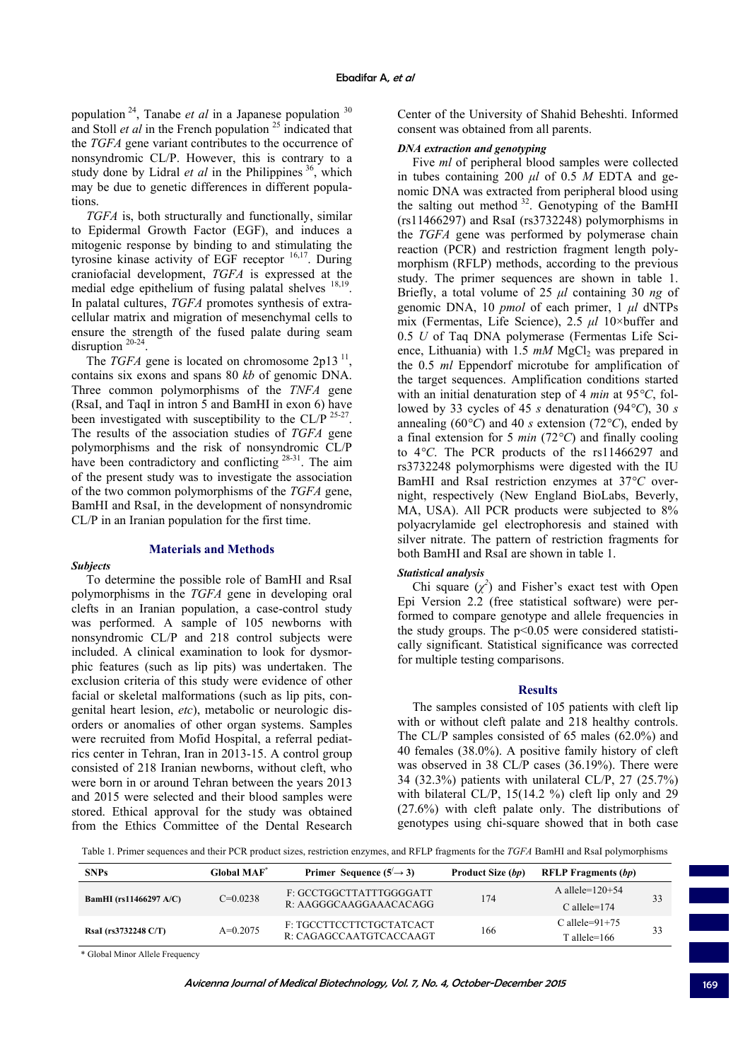population [24], Tanabe *et al* in a Japanese population [30] and Stoll *et al* in the French population [25] indicated that the *TGFA* gene variant contributes to the occurrence of nonsyndromic CL/P. However, this is contrary to a study done by Lidral *et al* in the Philippines [36], which may be due to genetic differences in different populations.

*TGFA* is, both structurally and functionally, similar to Epidermal Growth Factor (EGF), and induces a mitogenic response by binding to and stimulating the tyrosine kinase activity of EGF receptor [16,17]. During craniofacial development, *TGFA* is expressed at the medial edge epithelium of fusing palatal shelves [18,19]. In palatal cultures, *TGFA* promotes synthesis of extracellular matrix and migration of mesenchymal cells to ensure the strength of the fused palate during seam disruption [20-24].

The *TGFA* gene is located on chromosome 2p13 [11], contains six exons and spans 80 *kb* of genomic DNA. Three common polymorphisms of the *TNFA* gene (RsaI, and TaqI in intron 5 and BamHI in exon 6) have been investigated with susceptibility to the CL/P [25-27]. The results of the association studies of *TGFA* gene polymorphisms and the risk of nonsyndromic CL/P have been contradictory and conflicting [28-31]. The aim of the present study was to investigate the association of the two common polymorphisms of the *TGFA* gene, BamHI and RsaI, in the development of nonsyndromic CL/P in an Iranian population for the first time.

## Materials and Methods

### *Subjects*

To determine the possible role of BamHI and RsaI polymorphisms in the *TGFA* gene in developing oral clefts in an Iranian population, a case-control study was performed. A sample of 105 newborns with nonsyndromic CL/P and 218 control subjects were included. A clinical examination to look for dysmorphic features (such as lip pits) was undertaken. The exclusion criteria of this study were evidence of other facial or skeletal malformations (such as lip pits, congenital heart lesion, *etc*), metabolic or neurologic disorders or anomalies of other organ systems. Samples were recruited from Mofid Hospital, a referral pediatrics center in Tehran, Iran in 2013-15. A control group consisted of 218 Iranian newborns, without cleft, who were born in or around Tehran between the years 2013 and 2015 were selected and their blood samples were stored. Ethical approval for the study was obtained from the Ethics Committee of the Dental Research Center of the University of Shahid Beheshti. Informed consent was obtained from all parents.

### *DNA extraction and genotyping*

Five *ml* of peripheral blood samples were collected in tubes containing 200 *μl* of 0.5 *M* EDTA and genomic DNA was extracted from peripheral blood using the salting out method [32]. Genotyping of the BamHI (rs11466297) and RsaI (rs3732248) polymorphisms in the *TGFA* gene was performed by polymerase chain reaction (PCR) and restriction fragment length polymorphism (RFLP) methods, according to the previous study. The primer sequences are shown in table 1. Briefly, a total volume of 25 *μl* containing 30 *ng* of genomic DNA, 10 *pmol* of each primer, 1 *μl* dNTPs mix (Fermentas, Life Science), 2.5 *μl* 10×buffer and 0.5 *U* of Taq DNA polymerase (Fermentas Life Science, Lithuania) with 1.5 *mM* $MgCl_2$ was prepared in the 0.5 *ml* Eppendorf microtube for amplification of the target sequences. Amplification conditions started with an initial denaturation step of 4 *min* at 95*°C*, followed by 33 cycles of 45 *s* denaturation (94*°C*), 30 *s* annealing (60*°C*) and 40 *s* extension (72*°C*), ended by a final extension for 5 *min* (72*°C*) and finally cooling to 4*°C*. The PCR products of the rs11466297 and rs3732248 polymorphisms were digested with the IU BamHI and RsaI restriction enzymes at 37*°C* overnight, respectively (New England BioLabs, Beverly, MA, USA). All PCR products were subjected to 8% polyacrylamide gel electrophoresis and stained with silver nitrate. The pattern of restriction fragments for both BamHI and RsaI are shown in table 1.

### *Statistical analysis*

Chi square ($\chi^2$) and Fisher's exact test with Open Epi Version 2.2 (free statistical software) were performed to compare genotype and allele frequencies in the study groups. The $p<0.05$ were considered statistically significant. Statistical significance was corrected for multiple testing comparisons.

## Results

The samples consisted of 105 patients with cleft lip with or without cleft palate and 218 healthy controls. The CL/P samples consisted of 65 males (62.0%) and 40 females (38.0%). A positive family history of cleft was observed in 38 CL/P cases (36.19%). There were 34 (32.3%) patients with unilateral CL/P, 27 (25.7%) with bilateral CL/P, 15(14.2 %) cleft lip only and 29 (27.6%) with cleft palate only. The distributions of genotypes using chi-square showed that in both case

Table 1. Primer sequences and their PCR product sizes, restriction enzymes, and RFLP fragments for the *TGFA* BamHI and RsaI polymorphisms

| SNPs | Global MAF* | Primer Sequence (5′→ 3) | Product Size (*bp*) | RFLP Fragments (*bp*) | |
|---|---|---|---|---|---|
| BamHI (rs11466297 A/C) | C=0.0238 | F: GCCTGGCTTATTTGGGGATT<br>R: AAGGGCAAGGAAACACAGG | 174 | A allele=120+54<br>C allele=174 | 33 |
| RsaI (rs3732248 C/T) | A=0.2075 | F: TGCCTTCCTTCTGCTATCACT<br>R: CAGAGCCAATGTCACCAAGT | 166 | C allele=91+75<br>T allele=166 | 33 |

\* Global Minor Allele Frequency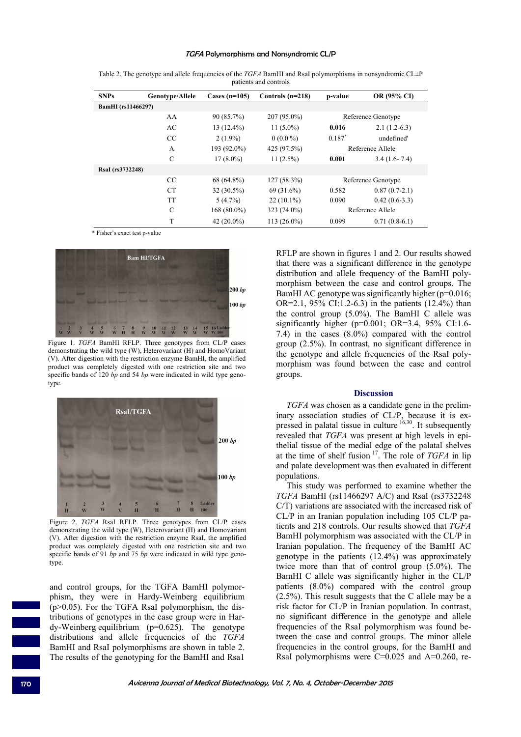Table 2. The genotype and allele frequencies of the *TGFA* BamHI and RsaI polymorphisms in nonsyndromic CL±P patients and controls

| SNPs | Genotype/Allele | Cases (n=105) | Controls (n=218) | p-value | OR (95% CI) |
|---|---|---|---|---|---|
| **BamHI (rs11466297)** | | | | | |
| | AA | 90 (85.7%) | 207 (95.0%) | Reference Genotype | |
| | AC | 13 (12.4%) | 11 (5.0%) | **0.016** | 2.1 (1.2-6.3) |
| | CC | 2 (1.9%) | 0 (0.0 %) | 0.187* | undefined' |
| | A | 193 (92.0%) | 425 (97.5%) | Reference Allele | |
| | C | 17 (8.0%) | 11 (2.5%) | **0.001** | 3.4 (1.6- 7.4) |
| **RsaI (rs3732248)** | | | | | |
| | CC | 68 (64.8%) | 127 (58.3%) | Reference Genotype | |
| | CT | 32 (30.5%) | 69 (31.6%) | 0.582 | 0.87 (0.7-2.1) |
| | TT | 5 (4.7%) | 22 (10.1%) | 0.090 | 0.42 (0.6-3.3) |
| | C | 168 (80.0%) | 323 (74.0%) | Reference Allele | |
| | T | 42 (20.0%) | 113 (26.0%) | 0.099 | 0.71 (0.8-6.1) |

\* Fisher's exact test p-value

Figure 1. *TGFA* BamHI RFLP. Three genotypes from CL/P cases demonstrating the wild type (W), Heterovariant (H) and HomoVariant (V). After digestion with the restriction enzyme BamHI, the amplified product was completely digested with one restriction site and two specific bands of 120 *bp* and 54 *bp* were indicated in wild type genotype.

Figure 2. *TGFA* RsaI RFLP. Three genotypes from CL/P cases demonstrating the wild type (W), Heterovariant (H) and Homovariant (V). After digestion with the restriction enzyme RsaI, the amplified product was completely digested with one restriction site and two specific bands of 91 *bp* and 75 *bp* were indicated in wild type genotype.

and control groups, for the TGFA BamHI polymorphism, they were in Hardy-Weinberg equilibrium (p>0.05). For the TGFA RsaI polymorphism, the distributions of genotypes in the case group were in Hardy-Weinberg equilibrium (p=0.625). The genotype distributions and allele frequencies of the *TGFA* BamHI and RsaI polymorphisms are shown in table 2. The results of the genotyping for the BamHI and Rsa1 RFLP are shown in figures 1 and 2. Our results showed that there was a significant difference in the genotype distribution and allele frequency of the BamHI polymorphism between the case and control groups. The BamHI AC genotype was significantly higher (p=0.016; OR=2.1, 95% CI:1.2-6.3) in the patients (12.4%) than the control group (5.0%). The BamHI C allele was significantly higher (p=0.001; OR=3.4, 95% CI:1.6-7.4) in the cases (8.0%) compared with the control group (2.5%). In contrast, no significant difference in the genotype and allele frequencies of the RsaI polymorphism was found between the case and control groups.

## Discussion

*TGFA* was chosen as a candidate gene in the preliminary association studies of CL/P, because it is expressed in palatal tissue in culture [16,30]. It subsequently revealed that *TGFA* was present at high levels in epithelial tissue of the medial edge of the palatal shelves at the time of shelf fusion [17]. The role of *TGFA* in lip and palate development was then evaluated in different populations.

This study was performed to examine whether the *TGFA* BamHI (rs11466297 A/C) and RsaI (rs3732248 C/T) variations are associated with the increased risk of CL/P in an Iranian population including 105 CL/P patients and 218 controls. Our results showed that *TGFA* BamHI polymorphism was associated with the CL/P in Iranian population. The frequency of the BamHI AC genotype in the patients (12.4%) was approximately twice more than that of control group (5.0%). The BamHI C allele was significantly higher in the CL/P patients (8.0%) compared with the control group (2.5%). This result suggests that the C allele may be a risk factor for CL/P in Iranian population. In contrast, no significant difference in the genotype and allele frequencies of the RsaI polymorphism was found between the case and control groups. The minor allele frequencies in the control groups, for the BamHI and RsaI polymorphisms were C=0.025 and A=0.260, re-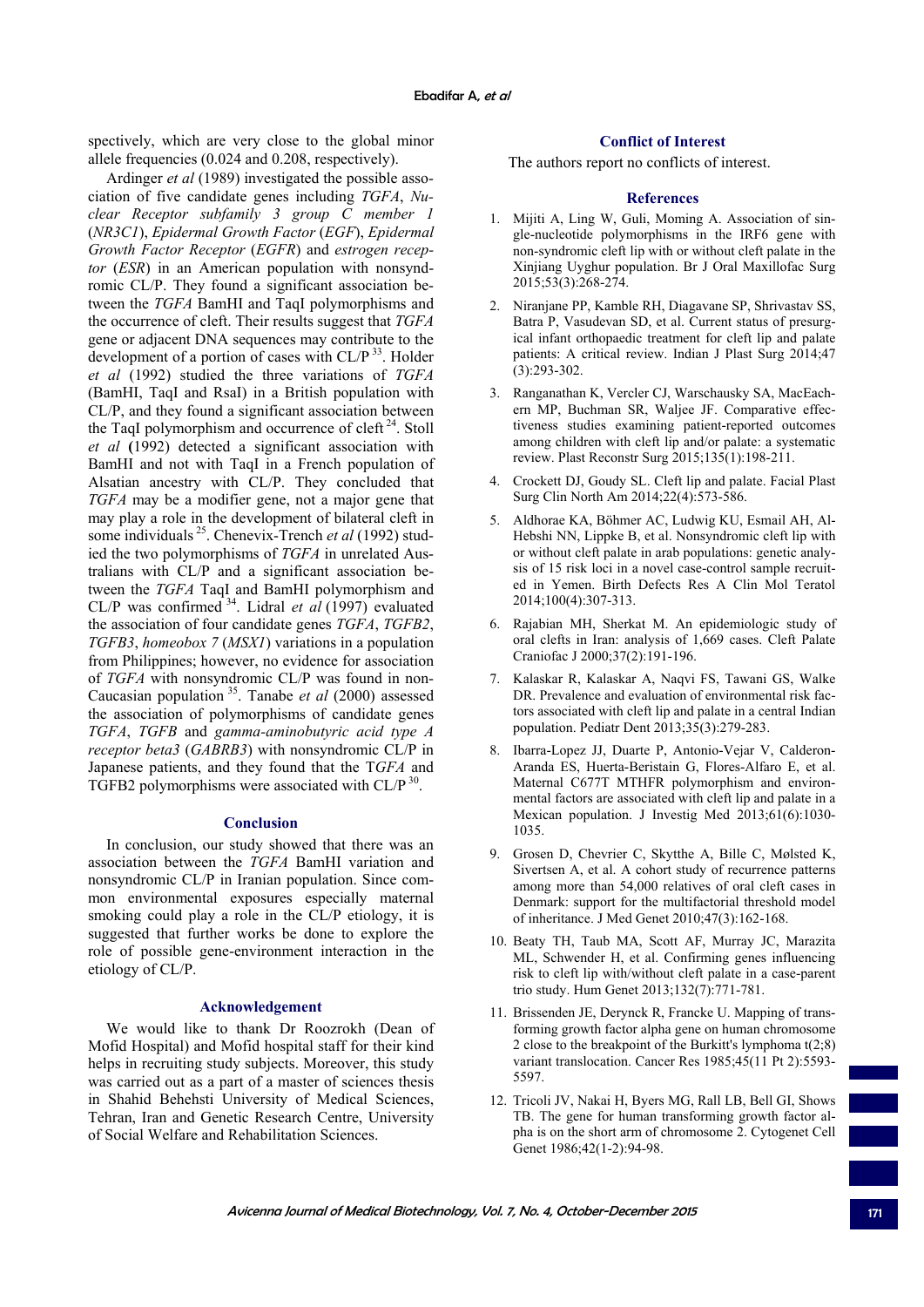spectively, which are very close to the global minor allele frequencies (0.024 and 0.208, respectively).

Ardinger *et al* (1989) investigated the possible association of five candidate genes including *TGFA*, *Nuclear Receptor subfamily 3 group C member 1* (*NR3C1*), *Epidermal Growth Factor* (*EGF*), *Epidermal Growth Factor Receptor* (*EGFR*) and *estrogen receptor* (*ESR*) in an American population with nonsyndromic CL/P. They found a significant association between the *TGFA* BamHI and TaqI polymorphisms and the occurrence of cleft. Their results suggest that *TGFA* gene or adjacent DNA sequences may contribute to the development of a portion of cases with CL/P [33]. Holder *et al* (1992) studied the three variations of *TGFA* (BamHI, TaqI and RsaI) in a British population with CL/P, and they found a significant association between the TaqI polymorphism and occurrence of cleft [24]. Stoll *et al* **(**1992) detected a significant association with BamHI and not with TaqI in a French population of Alsatian ancestry with CL/P. They concluded that *TGFA* may be a modifier gene, not a major gene that may play a role in the development of bilateral cleft in some individuals [25]. Chenevix-Trench *et al* (1992) studied the two polymorphisms of *TGFA* in unrelated Australians with CL/P and a significant association between the *TGFA* TaqI and BamHI polymorphism and CL/P was confirmed [34]. Lidral *et al* (1997) evaluated the association of four candidate genes *TGFA*, *TGFB2*, *TGFB3*, *homeobox 7* (*MSX1*) variations in a population from Philippines; however, no evidence for association of *TGFA* with nonsyndromic CL/P was found in non-Caucasian population [35]. Tanabe *et al* (2000) assessed the association of polymorphisms of candidate genes *TGFA*, *TGFB* and *gamma-aminobutyric acid type A receptor beta3* (*GABRB3*) with nonsyndromic CL/P in Japanese patients, and they found that the T*GFA* and TGFB2 polymorphisms were associated with CL/P [30].

## Conclusion

In conclusion, our study showed that there was an association between the *TGFA* BamHI variation and nonsyndromic CL/P in Iranian population. Since common environmental exposures especially maternal smoking could play a role in the CL/P etiology, it is suggested that further works be done to explore the role of possible gene-environment interaction in the etiology of CL/P.

## Acknowledgement

We would like to thank Dr Roozrokh (Dean of Mofid Hospital) and Mofid hospital staff for their kind helps in recruiting study subjects. Moreover, this study was carried out as a part of a master of sciences thesis in Shahid Behehsti University of Medical Sciences, Tehran, Iran and Genetic Research Centre, University of Social Welfare and Rehabilitation Sciences.

## Conflict of Interest

The authors report no conflicts of interest.

## References

1. Mijiti A, Ling W, Guli, Moming A. Association of single-nucleotide polymorphisms in the IRF6 gene with non-syndromic cleft lip with or without cleft palate in the Xinjiang Uyghur population. Br J Oral Maxillofac Surg 2015;53(3):268-274.
2. Niranjane PP, Kamble RH, Diagavane SP, Shrivastav SS, Batra P, Vasudevan SD, et al. Current status of presurgical infant orthopaedic treatment for cleft lip and palate patients: A critical review. Indian J Plast Surg 2014;47(3):293-302.
3. Ranganathan K, Vercler CJ, Warschausky SA, MacEachern MP, Buchman SR, Waljee JF. Comparative effectiveness studies examining patient-reported outcomes among children with cleft lip and/or palate: a systematic review. Plast Reconstr Surg 2015;135(1):198-211.
4. Crockett DJ, Goudy SL. Cleft lip and palate. Facial Plast Surg Clin North Am 2014;22(4):573-586.
5. Aldhorae KA, Böhmer AC, Ludwig KU, Esmail AH, Al-Hebshi NN, Lippke B, et al. Nonsyndromic cleft lip with or without cleft palate in arab populations: genetic analysis of 15 risk loci in a novel case-control sample recruited in Yemen. Birth Defects Res A Clin Mol Teratol 2014;100(4):307-313.
6. Rajabian MH, Sherkat M. An epidemiologic study of oral clefts in Iran: analysis of 1,669 cases. Cleft Palate Craniofac J 2000;37(2):191-196.
7. Kalaskar R, Kalaskar A, Naqvi FS, Tawani GS, Walke DR. Prevalence and evaluation of environmental risk factors associated with cleft lip and palate in a central Indian population. Pediatr Dent 2013;35(3):279-283.
8. Ibarra-Lopez JJ, Duarte P, Antonio-Vejar V, Calderon-Aranda ES, Huerta-Beristain G, Flores-Alfaro E, et al. Maternal C677T MTHFR polymorphism and environmental factors are associated with cleft lip and palate in a Mexican population. J Investig Med 2013;61(6):1030-1035.
9. Grosen D, Chevrier C, Skytthe A, Bille C, Mølsted K, Sivertsen A, et al. A cohort study of recurrence patterns among more than 54,000 relatives of oral cleft cases in Denmark: support for the multifactorial threshold model of inheritance. J Med Genet 2010;47(3):162-168.
10. Beaty TH, Taub MA, Scott AF, Murray JC, Marazita ML, Schwender H, et al. Confirming genes influencing risk to cleft lip with/without cleft palate in a case-parent trio study. Hum Genet 2013;132(7):771-781.
11. Brissenden JE, Derynck R, Francke U. Mapping of transforming growth factor alpha gene on human chromosome 2 close to the breakpoint of the Burkitt's lymphoma t(2;8) variant translocation. Cancer Res 1985;45(11 Pt 2):5593-5597.
12. Tricoli JV, Nakai H, Byers MG, Rall LB, Bell GI, Shows TB. The gene for human transforming growth factor alpha is on the short arm of chromosome 2. Cytogenet Cell Genet 1986;42(1-2):94-98.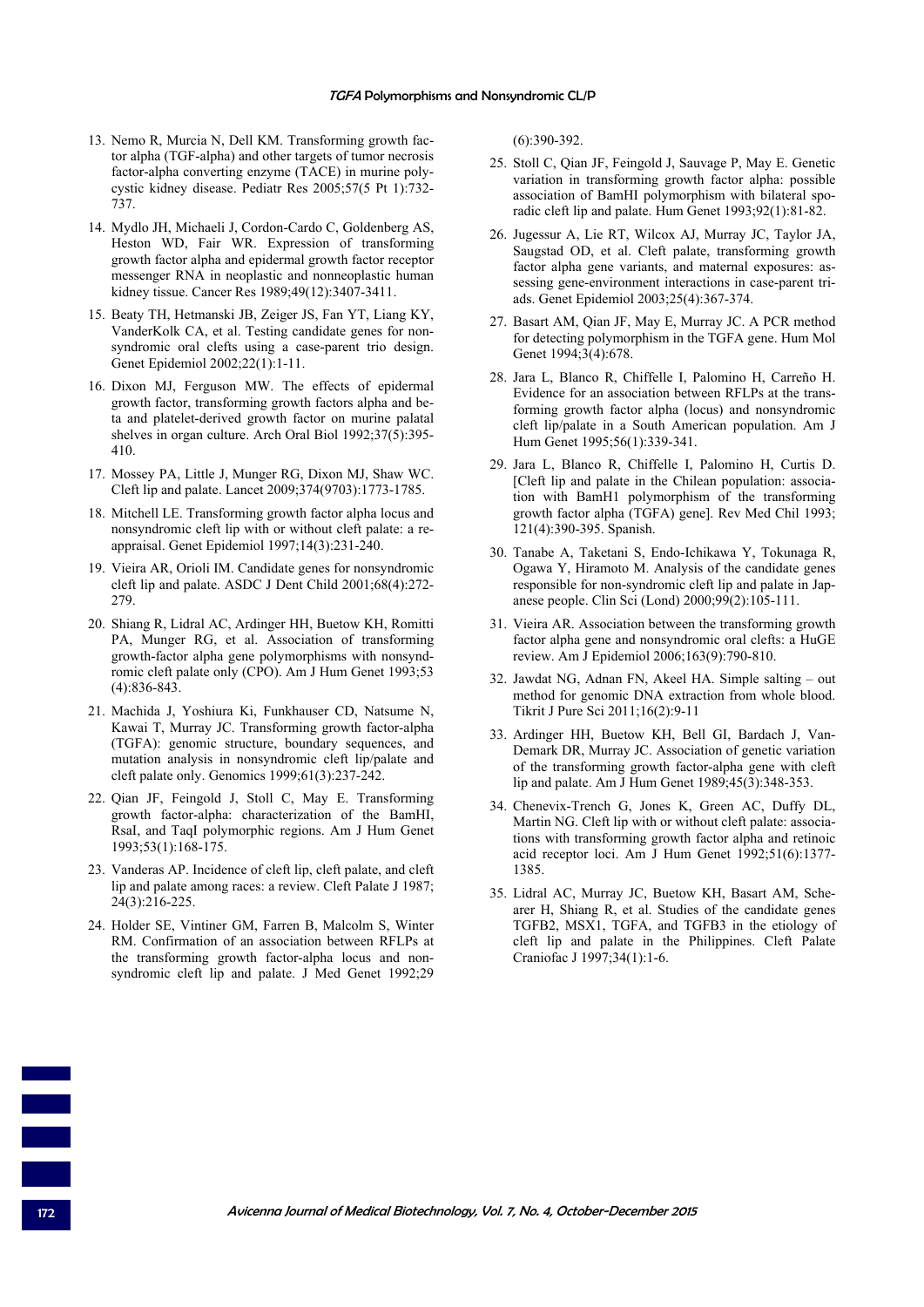13. Nemo R, Murcia N, Dell KM. Transforming growth factor alpha (TGF-alpha) and other targets of tumor necrosis factor-alpha converting enzyme (TACE) in murine polycystic kidney disease. Pediatr Res 2005;57(5 Pt 1):732-737.

14. Mydlo JH, Michaeli J, Cordon-Cardo C, Goldenberg AS, Heston WD, Fair WR. Expression of transforming growth factor alpha and epidermal growth factor receptor messenger RNA in neoplastic and nonneoplastic human kidney tissue. Cancer Res 1989;49(12):3407-3411.

15. Beaty TH, Hetmanski JB, Zeiger JS, Fan YT, Liang KY, VanderKolk CA, et al. Testing candidate genes for nonsyndromic oral clefts using a case-parent trio design. Genet Epidemiol 2002;22(1):1-11.

16. Dixon MJ, Ferguson MW. The effects of epidermal growth factor, transforming growth factors alpha and beta and platelet-derived growth factor on murine palatal shelves in organ culture. Arch Oral Biol 1992;37(5):395-410.

17. Mossey PA, Little J, Munger RG, Dixon MJ, Shaw WC. Cleft lip and palate. Lancet 2009;374(9703):1773-1785.

18. Mitchell LE. Transforming growth factor alpha locus and nonsyndromic cleft lip with or without cleft palate: a reappraisal. Genet Epidemiol 1997;14(3):231-240.

19. Vieira AR, Orioli IM. Candidate genes for nonsyndromic cleft lip and palate. ASDC J Dent Child 2001;68(4):272-279.

20. Shiang R, Lidral AC, Ardinger HH, Buetow KH, Romitti PA, Munger RG, et al. Association of transforming growth-factor alpha gene polymorphisms with nonsyndromic cleft palate only (CPO). Am J Hum Genet 1993;53(4):836-843.

21. Machida J, Yoshiura Ki, Funkhauser CD, Natsume N, Kawai T, Murray JC. Transforming growth factor-alpha (TGFA): genomic structure, boundary sequences, and mutation analysis in nonsyndromic cleft lip/palate and cleft palate only. Genomics 1999;61(3):237-242.

22. Qian JF, Feingold J, Stoll C, May E. Transforming growth factor-alpha: characterization of the BamHI, RsaI, and TaqI polymorphic regions. Am J Hum Genet 1993;53(1):168-175.

23. Vanderas AP. Incidence of cleft lip, cleft palate, and cleft lip and palate among races: a review. Cleft Palate J 1987; 24(3):216-225.

24. Holder SE, Vintiner GM, Farren B, Malcolm S, Winter RM. Confirmation of an association between RFLPs at the transforming growth factor-alpha locus and nonsyndromic cleft lip and palate. J Med Genet 1992;29(6):390-392.

25. Stoll C, Qian JF, Feingold J, Sauvage P, May E. Genetic variation in transforming growth factor alpha: possible association of BamHI polymorphism with bilateral sporadic cleft lip and palate. Hum Genet 1993;92(1):81-82.

26. Jugessur A, Lie RT, Wilcox AJ, Murray JC, Taylor JA, Saugstad OD, et al. Cleft palate, transforming growth factor alpha gene variants, and maternal exposures: assessing gene-environment interactions in case-parent triads. Genet Epidemiol 2003;25(4):367-374.

27. Basart AM, Qian JF, May E, Murray JC. A PCR method for detecting polymorphism in the TGFA gene. Hum Mol Genet 1994;3(4):678.

28. Jara L, Blanco R, Chiffelle I, Palomino H, Carreño H. Evidence for an association between RFLPs at the transforming growth factor alpha (locus) and nonsyndromic cleft lip/palate in a South American population. Am J Hum Genet 1995;56(1):339-341.

29. Jara L, Blanco R, Chiffelle I, Palomino H, Curtis D. [Cleft lip and palate in the Chilean population: association with BamH1 polymorphism of the transforming growth factor alpha (TGFA) gene]. Rev Med Chil 1993; 121(4):390-395. Spanish.

30. Tanabe A, Taketani S, Endo-Ichikawa Y, Tokunaga R, Ogawa Y, Hiramoto M. Analysis of the candidate genes responsible for non-syndromic cleft lip and palate in Japanese people. Clin Sci (Lond) 2000;99(2):105-111.

31. Vieira AR. Association between the transforming growth factor alpha gene and nonsyndromic oral clefts: a HuGE review. Am J Epidemiol 2006;163(9):790-810.

32. Jawdat NG, Adnan FN, Akeel HA. Simple salting – out method for genomic DNA extraction from whole blood. Tikrit J Pure Sci 2011;16(2):9-11

33. Ardinger HH, Buetow KH, Bell GI, Bardach J, VanDemark DR, Murray JC. Association of genetic variation of the transforming growth factor-alpha gene with cleft lip and palate. Am J Hum Genet 1989;45(3):348-353.

34. Chenevix-Trench G, Jones K, Green AC, Duffy DL, Martin NG. Cleft lip with or without cleft palate: associations with transforming growth factor alpha and retinoic acid receptor loci. Am J Hum Genet 1992;51(6):1377-1385.

35. Lidral AC, Murray JC, Buetow KH, Basart AM, Schearer H, Shiang R, et al. Studies of the candidate genes TGFB2, MSX1, TGFA, and TGFB3 in the etiology of cleft lip and palate in the Philippines. Cleft Palate Craniofac J 1997;34(1):1-6.